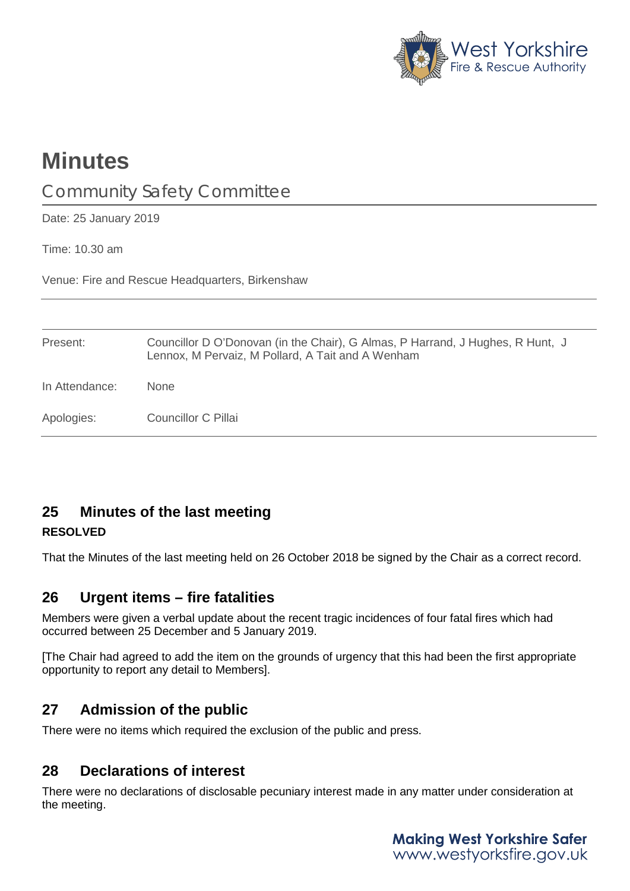# Minutes

## Community Safety Committee

Date: 25 January 2019

Time: 10.30 am

Venue: Fire and Rescue Headquarters, Birkenshaw

| | |
|---|---|
| Present: | Councillor D O'Donovan (in the Chair), G Almas, P Harrand, J Hughes, R Hunt, J Lennox, M Pervaiz, M Pollard, A Tait and A Wenham |
| In Attendance: | None |
| Apologies: | Councillor C Pillai |

### 25 Minutes of the last meeting

**RESOLVED**

That the Minutes of the last meeting held on 26 October 2018 be signed by the Chair as a correct record.

### 26 Urgent items – fire fatalities

Members were given a verbal update about the recent tragic incidences of four fatal fires which had occurred between 25 December and 5 January 2019.

[The Chair had agreed to add the item on the grounds of urgency that this had been the first appropriate opportunity to report any detail to Members].

### 27 Admission of the public

There were no items which required the exclusion of the public and press.

### 28 Declarations of interest

There were no declarations of disclosable pecuniary interest made in any matter under consideration at the meeting.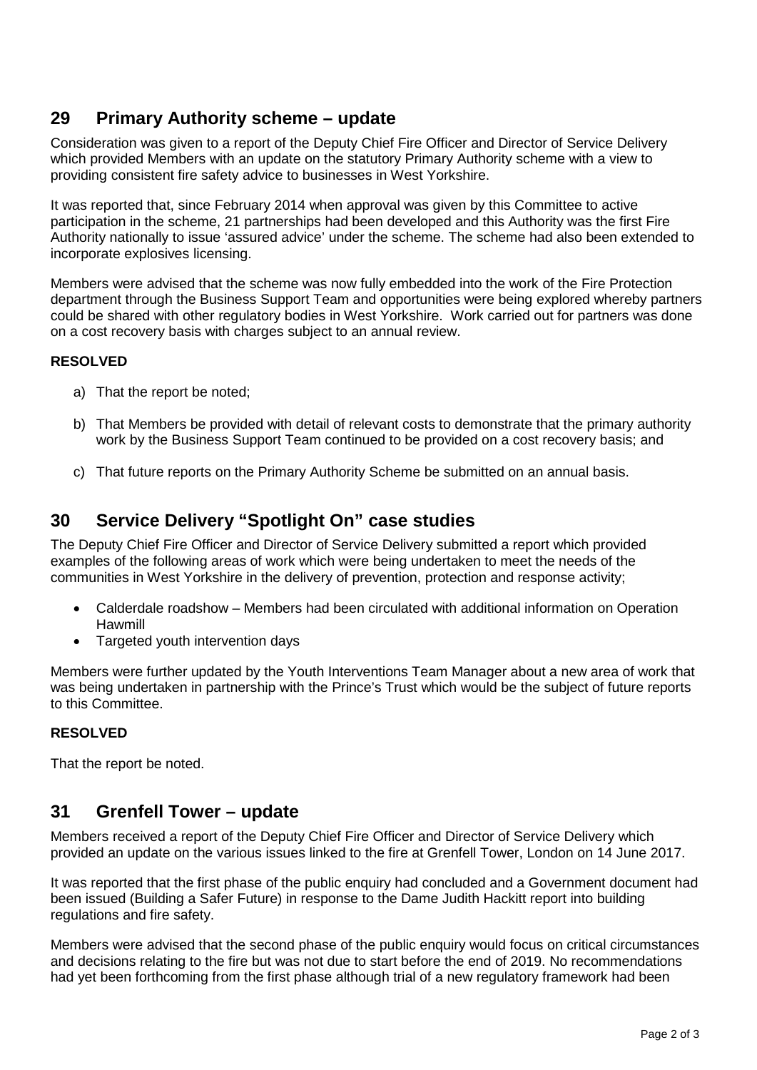## 29 Primary Authority scheme – update

Consideration was given to a report of the Deputy Chief Fire Officer and Director of Service Delivery which provided Members with an update on the statutory Primary Authority scheme with a view to providing consistent fire safety advice to businesses in West Yorkshire.

It was reported that, since February 2014 when approval was given by this Committee to active participation in the scheme, 21 partnerships had been developed and this Authority was the first Fire Authority nationally to issue 'assured advice' under the scheme. The scheme had also been extended to incorporate explosives licensing.

Members were advised that the scheme was now fully embedded into the work of the Fire Protection department through the Business Support Team and opportunities were being explored whereby partners could be shared with other regulatory bodies in West Yorkshire. Work carried out for partners was done on a cost recovery basis with charges subject to an annual review.

**RESOLVED**

a) That the report be noted;

b) That Members be provided with detail of relevant costs to demonstrate that the primary authority work by the Business Support Team continued to be provided on a cost recovery basis; and

c) That future reports on the Primary Authority Scheme be submitted on an annual basis.

## 30 Service Delivery "Spotlight On" case studies

The Deputy Chief Fire Officer and Director of Service Delivery submitted a report which provided examples of the following areas of work which were being undertaken to meet the needs of the communities in West Yorkshire in the delivery of prevention, protection and response activity;

- Calderdale roadshow – Members had been circulated with additional information on Operation Hawmill
- Targeted youth intervention days

Members were further updated by the Youth Interventions Team Manager about a new area of work that was being undertaken in partnership with the Prince's Trust which would be the subject of future reports to this Committee.

**RESOLVED**

That the report be noted.

## 31 Grenfell Tower – update

Members received a report of the Deputy Chief Fire Officer and Director of Service Delivery which provided an update on the various issues linked to the fire at Grenfell Tower, London on 14 June 2017.

It was reported that the first phase of the public enquiry had concluded and a Government document had been issued (Building a Safer Future) in response to the Dame Judith Hackitt report into building regulations and fire safety.

Members were advised that the second phase of the public enquiry would focus on critical circumstances and decisions relating to the fire but was not due to start before the end of 2019. No recommendations had yet been forthcoming from the first phase although trial of a new regulatory framework had been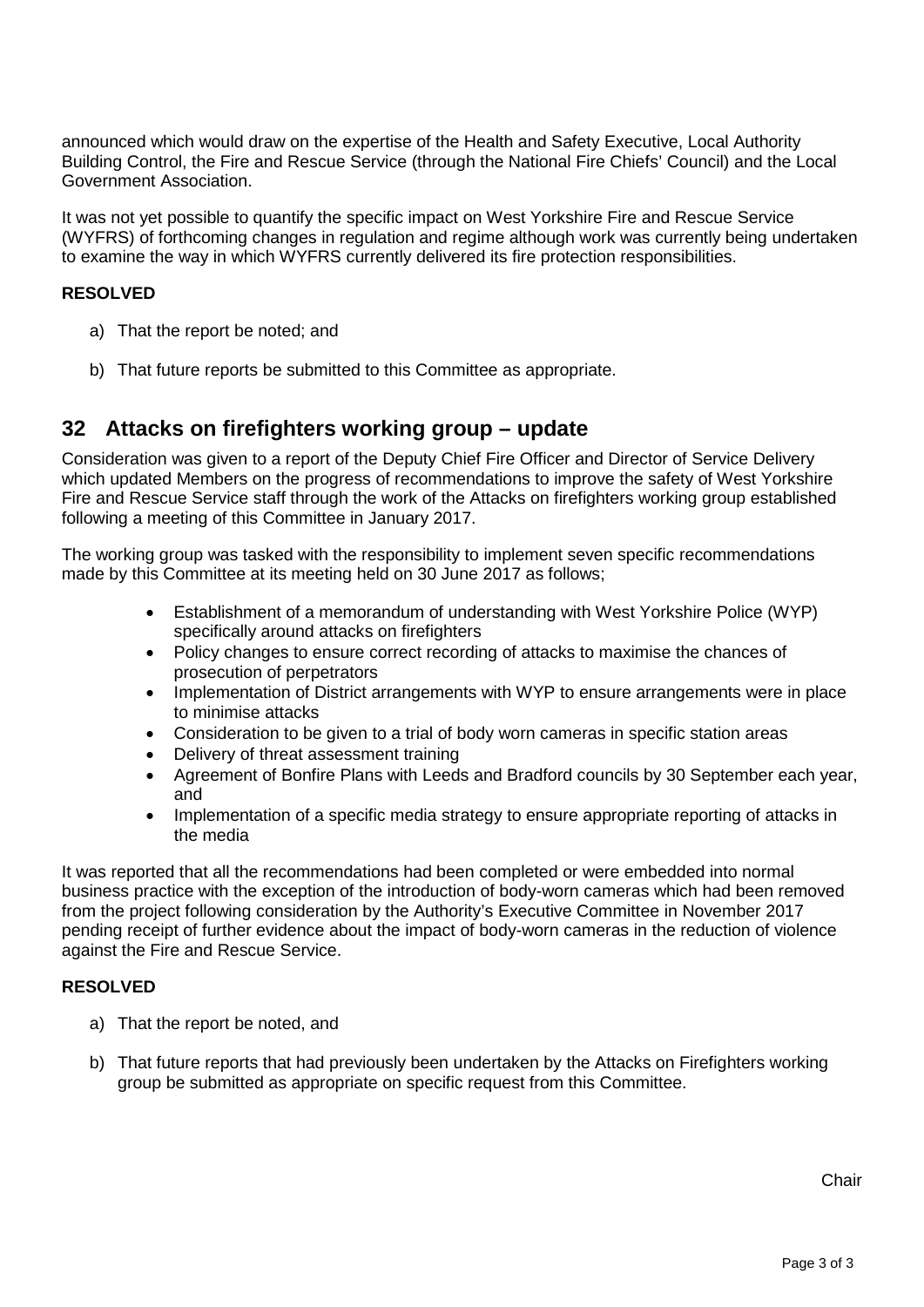announced which would draw on the expertise of the Health and Safety Executive, Local Authority Building Control, the Fire and Rescue Service (through the National Fire Chiefs' Council) and the Local Government Association.

It was not yet possible to quantify the specific impact on West Yorkshire Fire and Rescue Service (WYFRS) of forthcoming changes in regulation and regime although work was currently being undertaken to examine the way in which WYFRS currently delivered its fire protection responsibilities.

**RESOLVED**

a) That the report be noted; and

b) That future reports be submitted to this Committee as appropriate.

## 32 Attacks on firefighters working group – update

Consideration was given to a report of the Deputy Chief Fire Officer and Director of Service Delivery which updated Members on the progress of recommendations to improve the safety of West Yorkshire Fire and Rescue Service staff through the work of the Attacks on firefighters working group established following a meeting of this Committee in January 2017.

The working group was tasked with the responsibility to implement seven specific recommendations made by this Committee at its meeting held on 30 June 2017 as follows;

- Establishment of a memorandum of understanding with West Yorkshire Police (WYP) specifically around attacks on firefighters
- Policy changes to ensure correct recording of attacks to maximise the chances of prosecution of perpetrators
- Implementation of District arrangements with WYP to ensure arrangements were in place to minimise attacks
- Consideration to be given to a trial of body worn cameras in specific station areas
- Delivery of threat assessment training
- Agreement of Bonfire Plans with Leeds and Bradford councils by 30 September each year, and
- Implementation of a specific media strategy to ensure appropriate reporting of attacks in the media

It was reported that all the recommendations had been completed or were embedded into normal business practice with the exception of the introduction of body-worn cameras which had been removed from the project following consideration by the Authority's Executive Committee in November 2017 pending receipt of further evidence about the impact of body-worn cameras in the reduction of violence against the Fire and Rescue Service.

**RESOLVED**

a) That the report be noted, and

b) That future reports that had previously been undertaken by the Attacks on Firefighters working group be submitted as appropriate on specific request from this Committee.

Chair